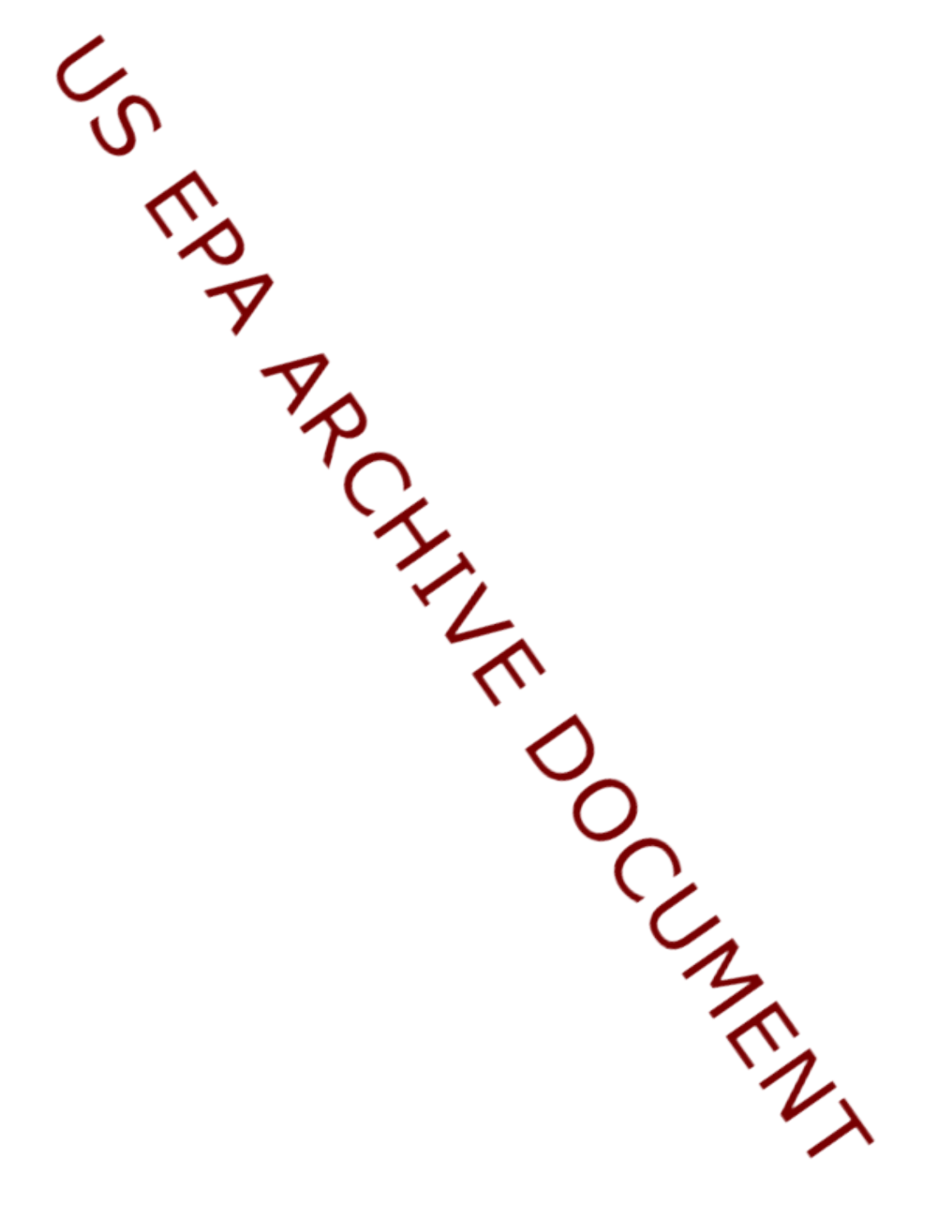US EPA ARCHIVE DOCUMENT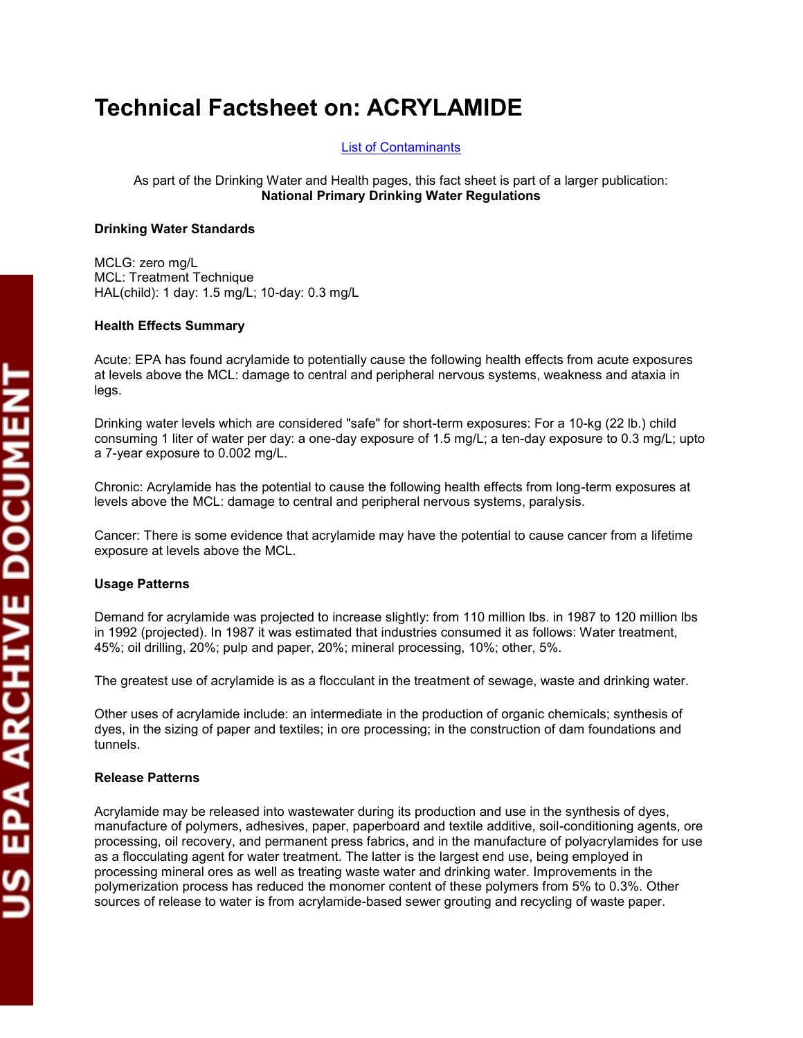# Technical Factsheet on: ACRYLAMIDE

List of Contaminants

As part of the Drinking Water and Health pages, this fact sheet is part of a larger publication:
**National Primary Drinking Water Regulations**

**Drinking Water Standards**

MCLG: zero mg/L
MCL: Treatment Technique
HAL(child): 1 day: 1.5 mg/L; 10-day: 0.3 mg/L

**Health Effects Summary**

Acute: EPA has found acrylamide to potentially cause the following health effects from acute exposures at levels above the MCL: damage to central and peripheral nervous systems, weakness and ataxia in legs.

Drinking water levels which are considered "safe" for short-term exposures: For a 10-kg (22 lb.) child consuming 1 liter of water per day: a one-day exposure of 1.5 mg/L; a ten-day exposure to 0.3 mg/L; upto a 7-year exposure to 0.002 mg/L.

Chronic: Acrylamide has the potential to cause the following health effects from long-term exposures at levels above the MCL: damage to central and peripheral nervous systems, paralysis.

Cancer: There is some evidence that acrylamide may have the potential to cause cancer from a lifetime exposure at levels above the MCL.

**Usage Patterns**

Demand for acrylamide was projected to increase slightly: from 110 million lbs. in 1987 to 120 million lbs in 1992 (projected). In 1987 it was estimated that industries consumed it as follows: Water treatment, 45%; oil drilling, 20%; pulp and paper, 20%; mineral processing, 10%; other, 5%.

The greatest use of acrylamide is as a flocculant in the treatment of sewage, waste and drinking water.

Other uses of acrylamide include: an intermediate in the production of organic chemicals; synthesis of dyes, in the sizing of paper and textiles; in ore processing; in the construction of dam foundations and tunnels.

**Release Patterns**

Acrylamide may be released into wastewater during its production and use in the synthesis of dyes, manufacture of polymers, adhesives, paper, paperboard and textile additive, soil-conditioning agents, ore processing, oil recovery, and permanent press fabrics, and in the manufacture of polyacrylamides for use as a flocculating agent for water treatment. The latter is the largest end use, being employed in processing mineral ores as well as treating waste water and drinking water. Improvements in the polymerization process has reduced the monomer content of these polymers from 5% to 0.3%. Other sources of release to water is from acrylamide-based sewer grouting and recycling of waste paper.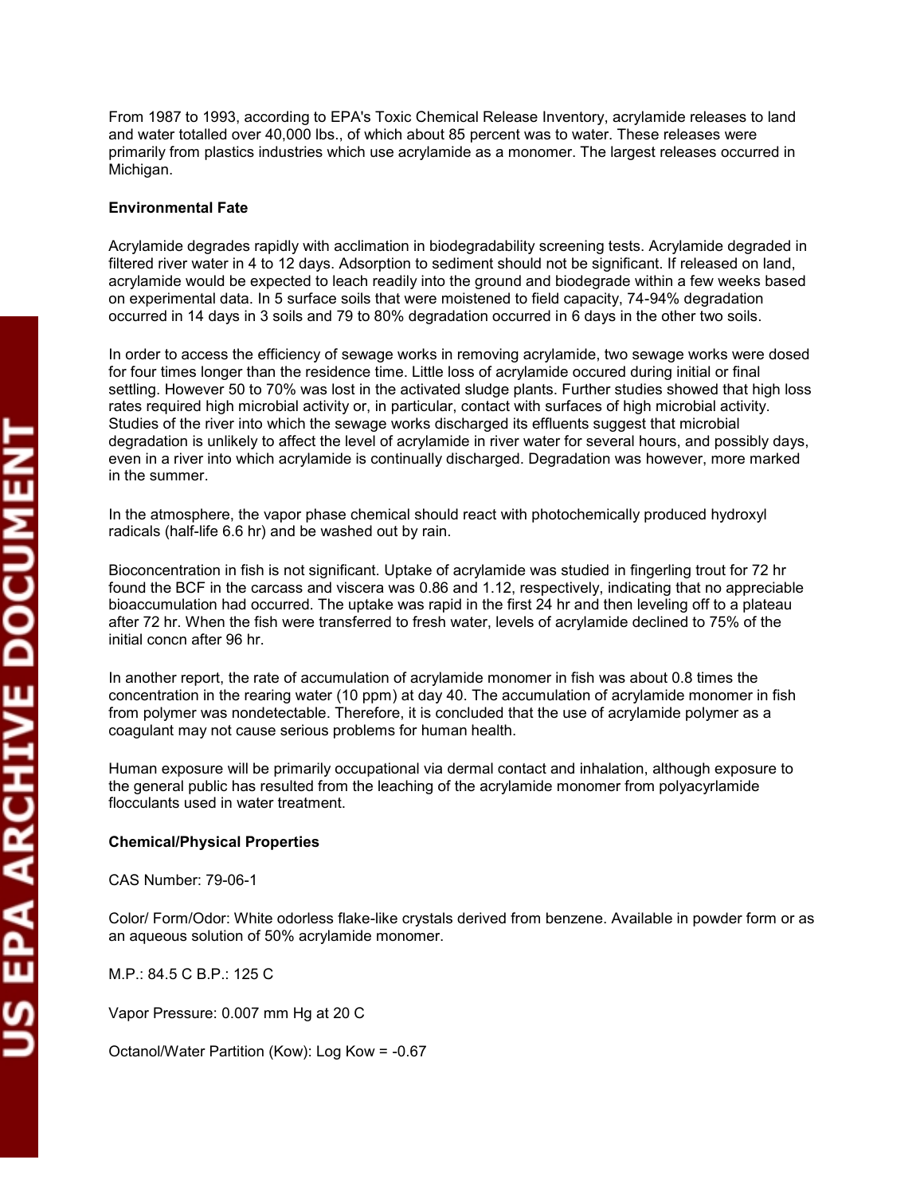From 1987 to 1993, according to EPA's Toxic Chemical Release Inventory, acrylamide releases to land and water totalled over 40,000 lbs., of which about 85 percent was to water. These releases were primarily from plastics industries which use acrylamide as a monomer. The largest releases occurred in Michigan.

**Environmental Fate**

Acrylamide degrades rapidly with acclimation in biodegradability screening tests. Acrylamide degraded in filtered river water in 4 to 12 days. Adsorption to sediment should not be significant. If released on land, acrylamide would be expected to leach readily into the ground and biodegrade within a few weeks based on experimental data. In 5 surface soils that were moistened to field capacity, 74-94% degradation occurred in 14 days in 3 soils and 79 to 80% degradation occurred in 6 days in the other two soils.

In order to access the efficiency of sewage works in removing acrylamide, two sewage works were dosed for four times longer than the residence time. Little loss of acrylamide occured during initial or final settling. However 50 to 70% was lost in the activated sludge plants. Further studies showed that high loss rates required high microbial activity or, in particular, contact with surfaces of high microbial activity. Studies of the river into which the sewage works discharged its effluents suggest that microbial degradation is unlikely to affect the level of acrylamide in river water for several hours, and possibly days, even in a river into which acrylamide is continually discharged. Degradation was however, more marked in the summer.

In the atmosphere, the vapor phase chemical should react with photochemically produced hydroxyl radicals (half-life 6.6 hr) and be washed out by rain.

Bioconcentration in fish is not significant. Uptake of acrylamide was studied in fingerling trout for 72 hr found the BCF in the carcass and viscera was 0.86 and 1.12, respectively, indicating that no appreciable bioaccumulation had occurred. The uptake was rapid in the first 24 hr and then leveling off to a plateau after 72 hr. When the fish were transferred to fresh water, levels of acrylamide declined to 75% of the initial concn after 96 hr.

In another report, the rate of accumulation of acrylamide monomer in fish was about 0.8 times the concentration in the rearing water (10 ppm) at day 40. The accumulation of acrylamide monomer in fish from polymer was nondetectable. Therefore, it is concluded that the use of acrylamide polymer as a coagulant may not cause serious problems for human health.

Human exposure will be primarily occupational via dermal contact and inhalation, although exposure to the general public has resulted from the leaching of the acrylamide monomer from polyacyrlamide flocculants used in water treatment.

**Chemical/Physical Properties**

CAS Number: 79-06-1

Color/ Form/Odor: White odorless flake-like crystals derived from benzene. Available in powder form or as an aqueous solution of 50% acrylamide monomer.

M.P.: 84.5 C B.P.: 125 C

Vapor Pressure: 0.007 mm Hg at 20 C

Octanol/Water Partition (Kow): Log Kow = -0.67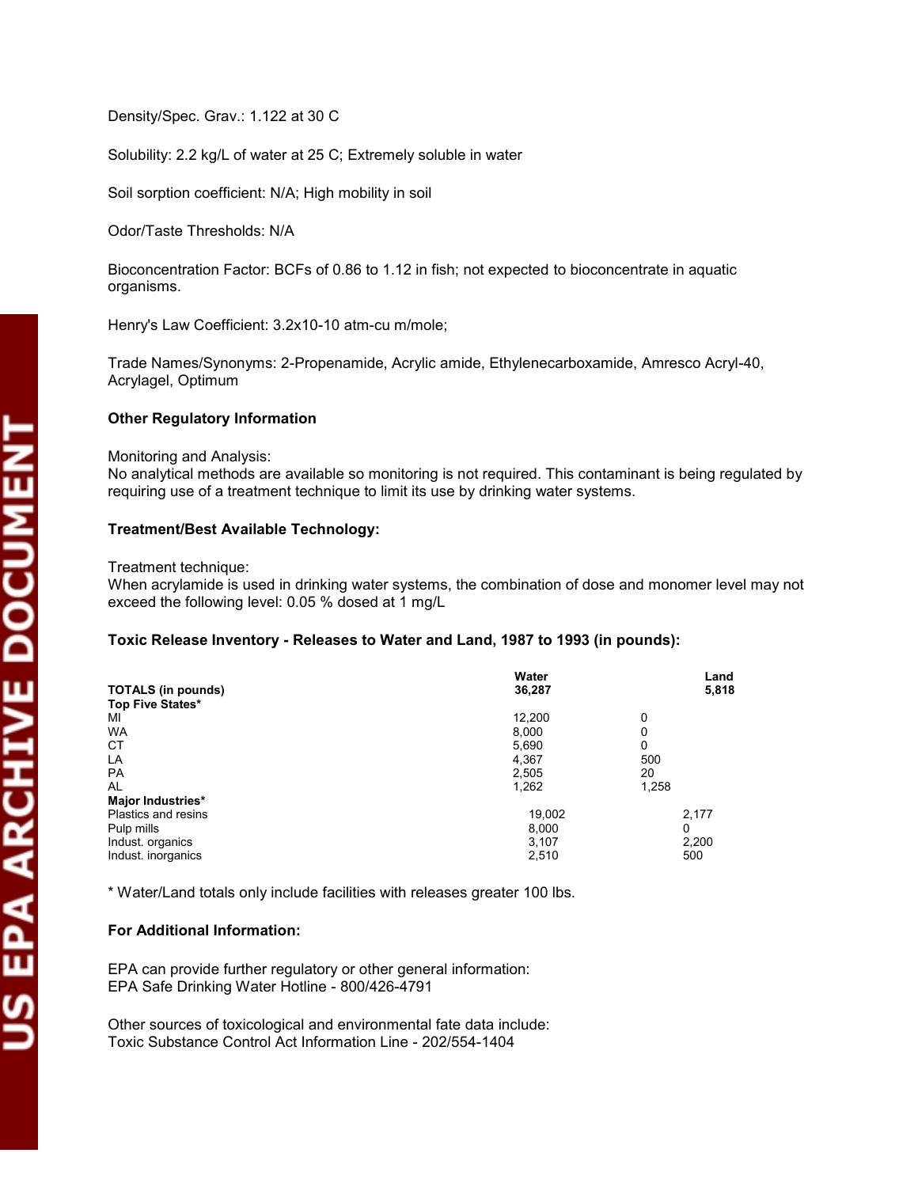Density/Spec. Grav.: 1.122 at 30 C

Solubility: 2.2 kg/L of water at 25 C; Extremely soluble in water

Soil sorption coefficient: N/A; High mobility in soil

Odor/Taste Thresholds: N/A

Bioconcentration Factor: BCFs of 0.86 to 1.12 in fish; not expected to bioconcentrate in aquatic organisms.

Henry's Law Coefficient: 3.2x10-10 atm-cu m/mole;

Trade Names/Synonyms: 2-Propenamide, Acrylic amide, Ethylenecarboxamide, Amresco Acryl-40, Acrylagel, Optimum

**Other Regulatory Information**

Monitoring and Analysis:
No analytical methods are available so monitoring is not required. This contaminant is being regulated by requiring use of a treatment technique to limit its use by drinking water systems.

**Treatment/Best Available Technology:**

Treatment technique:
When acrylamide is used in drinking water systems, the combination of dose and monomer level may not exceed the following level: 0.05 % dosed at 1 mg/L

**Toxic Release Inventory - Releases to Water and Land, 1987 to 1993 (in pounds):**

| | Water | Land |
|---|---|---|
| **TOTALS (in pounds)** | **36,287** | **5,818** |
| **Top Five States*** | | |
| MI | 12,200 | 0 |
| WA | 8,000 | 0 |
| CT | 5,690 | 0 |
| LA | 4,367 | 500 |
| PA | 2,505 | 20 |
| AL | 1,262 | 1,258 |
| **Major Industries*** | | |
| Plastics and resins | 19,002 | 2,177 |
| Pulp mills | 8,000 | 0 |
| Indust. organics | 3,107 | 2,200 |
| Indust. inorganics | 2,510 | 500 |

* Water/Land totals only include facilities with releases greater 100 lbs.

**For Additional Information:**

EPA can provide further regulatory or other general information:
EPA Safe Drinking Water Hotline - 800/426-4791

Other sources of toxicological and environmental fate data include:
Toxic Substance Control Act Information Line - 202/554-1404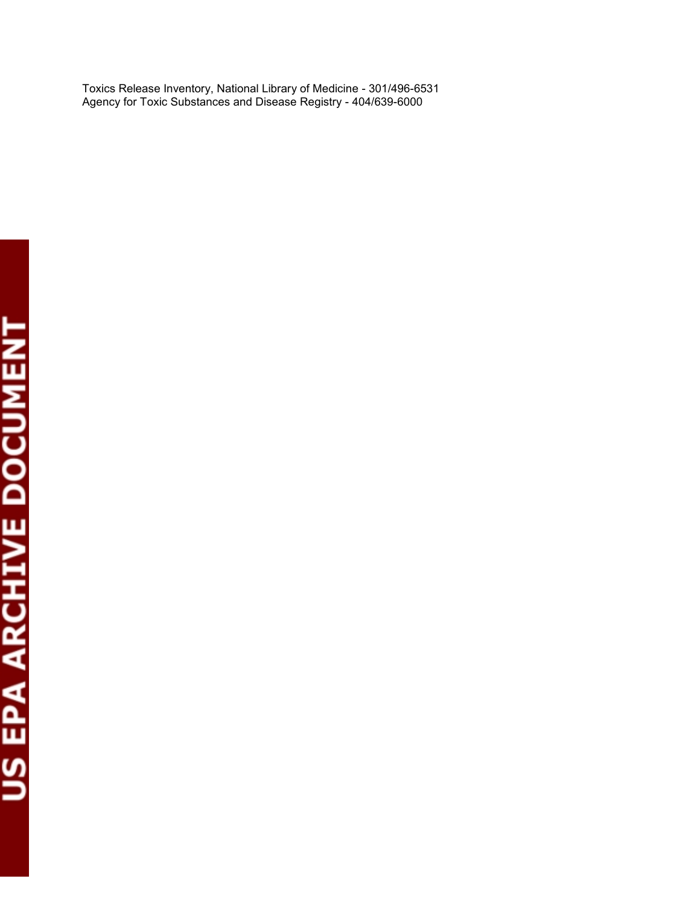Toxics Release Inventory, National Library of Medicine - 301/496-6531
Agency for Toxic Substances and Disease Registry - 404/639-6000